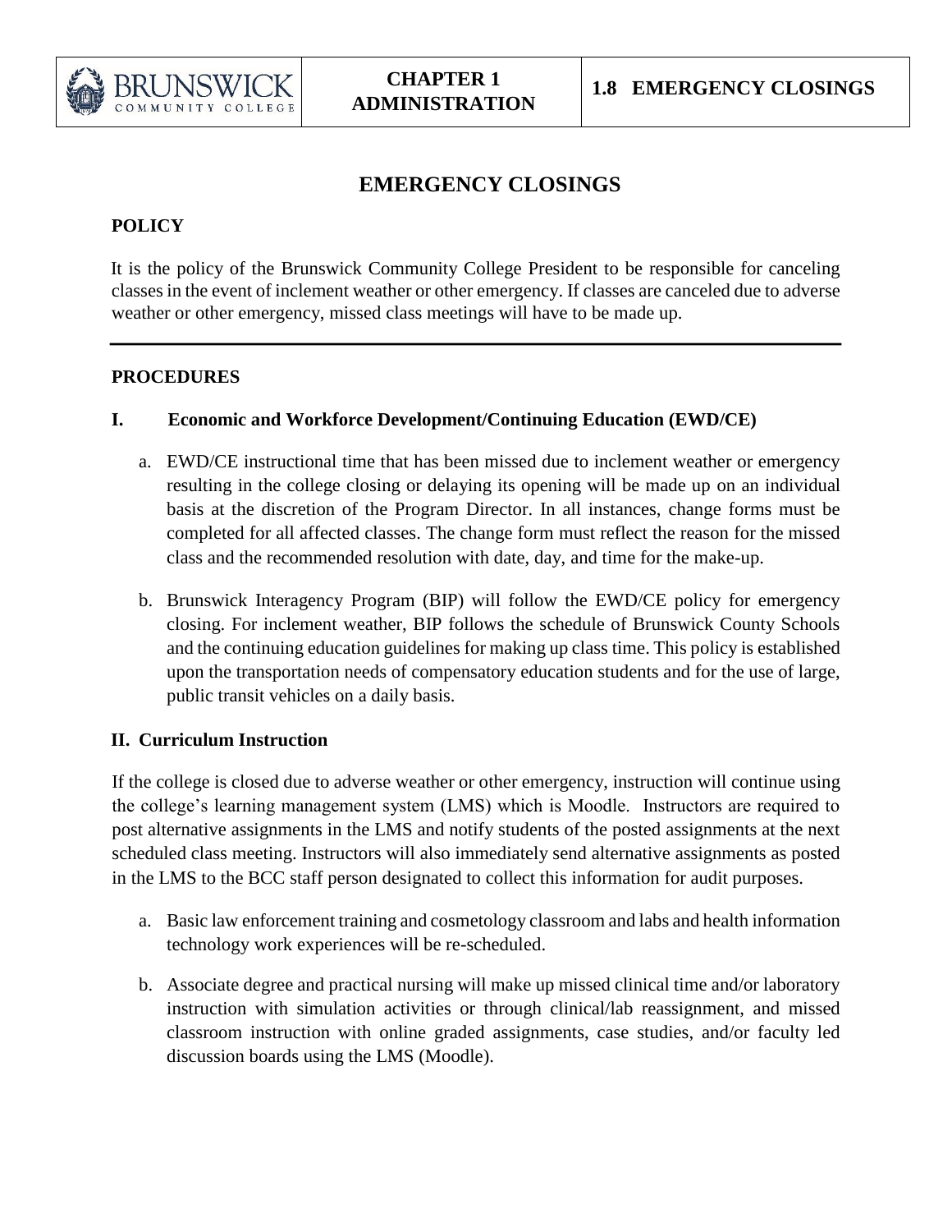# EMERGENCY CLOSINGS

## POLICY

It is the policy of the Brunswick Community College President to be responsible for canceling classes in the event of inclement weather or other emergency. If classes are canceled due to adverse weather or other emergency, missed class meetings will have to be made up.

---

## PROCEDURES

### I. Economic and Workforce Development/Continuing Education (EWD/CE)

a. EWD/CE instructional time that has been missed due to inclement weather or emergency resulting in the college closing or delaying its opening will be made up on an individual basis at the discretion of the Program Director. In all instances, change forms must be completed for all affected classes. The change form must reflect the reason for the missed class and the recommended resolution with date, day, and time for the make-up.

b. Brunswick Interagency Program (BIP) will follow the EWD/CE policy for emergency closing. For inclement weather, BIP follows the schedule of Brunswick County Schools and the continuing education guidelines for making up class time. This policy is established upon the transportation needs of compensatory education students and for the use of large, public transit vehicles on a daily basis.

### II. Curriculum Instruction

If the college is closed due to adverse weather or other emergency, instruction will continue using the college's learning management system (LMS) which is Moodle. Instructors are required to post alternative assignments in the LMS and notify students of the posted assignments at the next scheduled class meeting. Instructors will also immediately send alternative assignments as posted in the LMS to the BCC staff person designated to collect this information for audit purposes.

a. Basic law enforcement training and cosmetology classroom and labs and health information technology work experiences will be re-scheduled.

b. Associate degree and practical nursing will make up missed clinical time and/or laboratory instruction with simulation activities or through clinical/lab reassignment, and missed classroom instruction with online graded assignments, case studies, and/or faculty led discussion boards using the LMS (Moodle).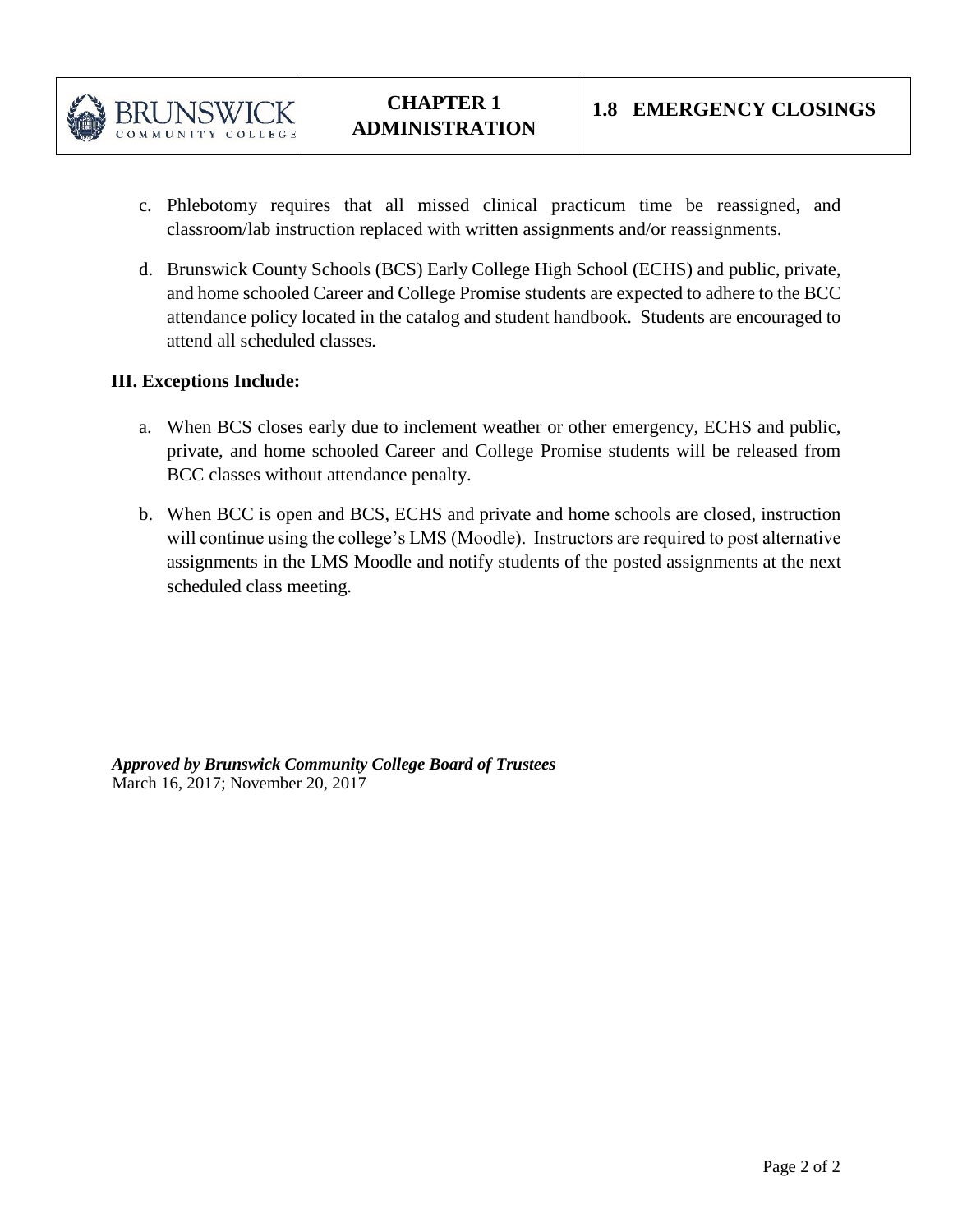c. Phlebotomy requires that all missed clinical practicum time be reassigned, and classroom/lab instruction replaced with written assignments and/or reassignments.

d. Brunswick County Schools (BCS) Early College High School (ECHS) and public, private, and home schooled Career and College Promise students are expected to adhere to the BCC attendance policy located in the catalog and student handbook. Students are encouraged to attend all scheduled classes.

**III. Exceptions Include:**

a. When BCS closes early due to inclement weather or other emergency, ECHS and public, private, and home schooled Career and College Promise students will be released from BCC classes without attendance penalty.

b. When BCC is open and BCS, ECHS and private and home schools are closed, instruction will continue using the college's LMS (Moodle). Instructors are required to post alternative assignments in the LMS Moodle and notify students of the posted assignments at the next scheduled class meeting.

***Approved by Brunswick Community College Board of Trustees***
March 16, 2017; November 20, 2017